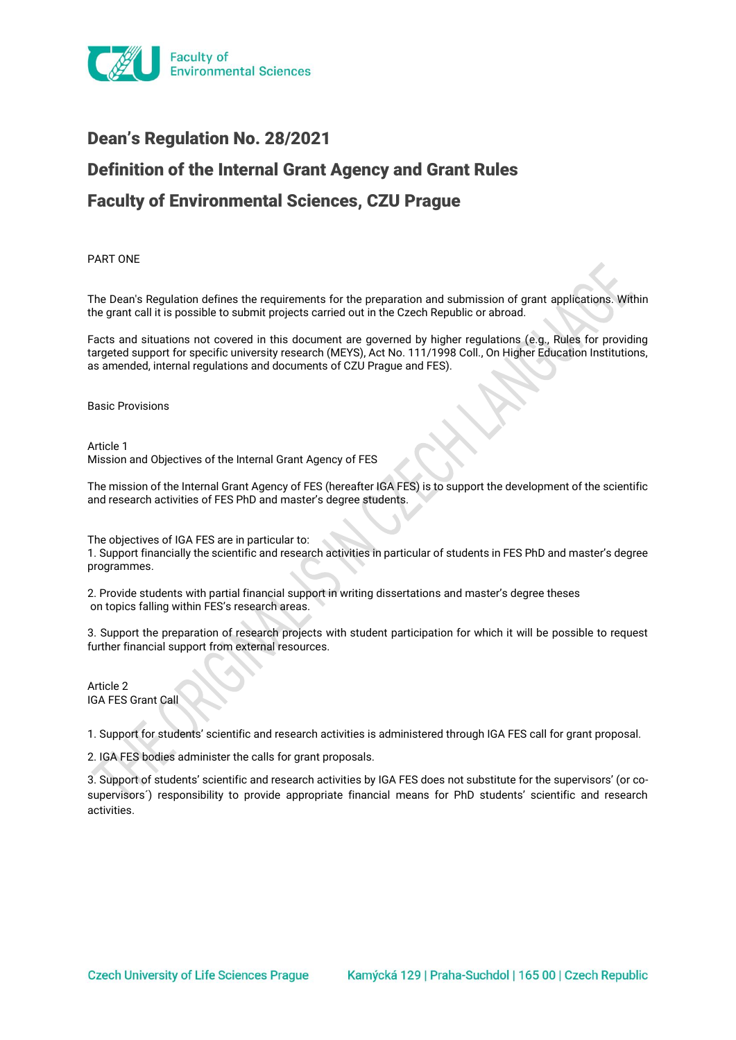# Dean's Regulation No. 28/2021

# Definition of the Internal Grant Agency and Grant Rules

# Faculty of Environmental Sciences, CZU Prague

PART ONE

The Dean's Regulation defines the requirements for the preparation and submission of grant applications. Within the grant call it is possible to submit projects carried out in the Czech Republic or abroad.

Facts and situations not covered in this document are governed by higher regulations (e.g., Rules for providing targeted support for specific university research (MEYS), Act No. 111/1998 Coll., On Higher Education Institutions, as amended, internal regulations and documents of CZU Prague and FES).

Basic Provisions

Article 1
Mission and Objectives of the Internal Grant Agency of FES

The mission of the Internal Grant Agency of FES (hereafter IGA FES) is to support the development of the scientific and research activities of FES PhD and master's degree students.

The objectives of IGA FES are in particular to:
1. Support financially the scientific and research activities in particular of students in FES PhD and master's degree programmes.

2. Provide students with partial financial support in writing dissertations and master's degree theses on topics falling within FES's research areas.

3. Support the preparation of research projects with student participation for which it will be possible to request further financial support from external resources.

Article 2
IGA FES Grant Call

1. Support for students' scientific and research activities is administered through IGA FES call for grant proposal.

2. IGA FES bodies administer the calls for grant proposals.

3. Support of students' scientific and research activities by IGA FES does not substitute for the supervisors' (or co-supervisors´) responsibility to provide appropriate financial means for PhD students' scientific and research activities.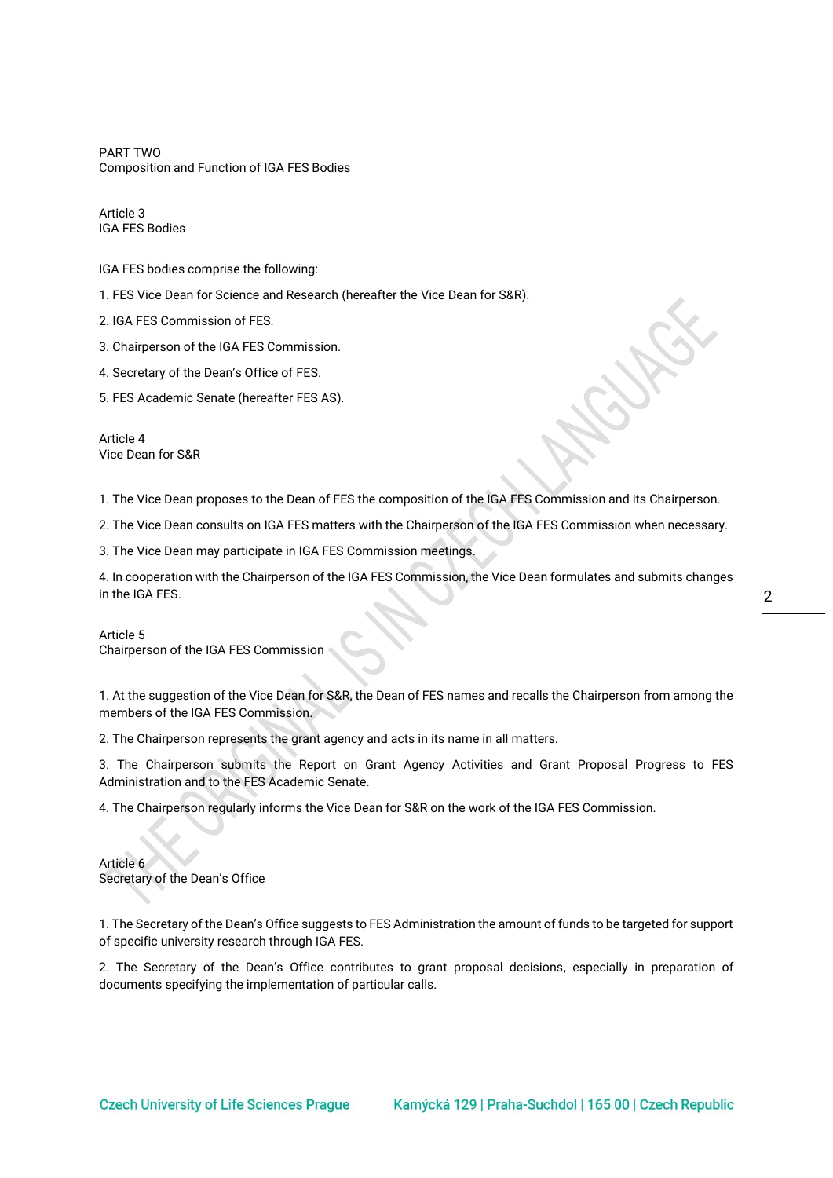## PART TWO
## Composition and Function of IGA FES Bodies

### Article 3
### IGA FES Bodies

IGA FES bodies comprise the following:

1. FES Vice Dean for Science and Research (hereafter the Vice Dean for S&R).
2. IGA FES Commission of FES.
3. Chairperson of the IGA FES Commission.
4. Secretary of the Dean's Office of FES.
5. FES Academic Senate (hereafter FES AS).

### Article 4
### Vice Dean for S&R

1. The Vice Dean proposes to the Dean of FES the composition of the IGA FES Commission and its Chairperson.
2. The Vice Dean consults on IGA FES matters with the Chairperson of the IGA FES Commission when necessary.
3. The Vice Dean may participate in IGA FES Commission meetings.
4. In cooperation with the Chairperson of the IGA FES Commission, the Vice Dean formulates and submits changes in the IGA FES.

### Article 5
### Chairperson of the IGA FES Commission

1. At the suggestion of the Vice Dean for S&R, the Dean of FES names and recalls the Chairperson from among the members of the IGA FES Commission.
2. The Chairperson represents the grant agency and acts in its name in all matters.
3. The Chairperson submits the Report on Grant Agency Activities and Grant Proposal Progress to FES Administration and to the FES Academic Senate.
4. The Chairperson regularly informs the Vice Dean for S&R on the work of the IGA FES Commission.

### Article 6
### Secretary of the Dean's Office

1. The Secretary of the Dean's Office suggests to FES Administration the amount of funds to be targeted for support of specific university research through IGA FES.
2. The Secretary of the Dean's Office contributes to grant proposal decisions, especially in preparation of documents specifying the implementation of particular calls.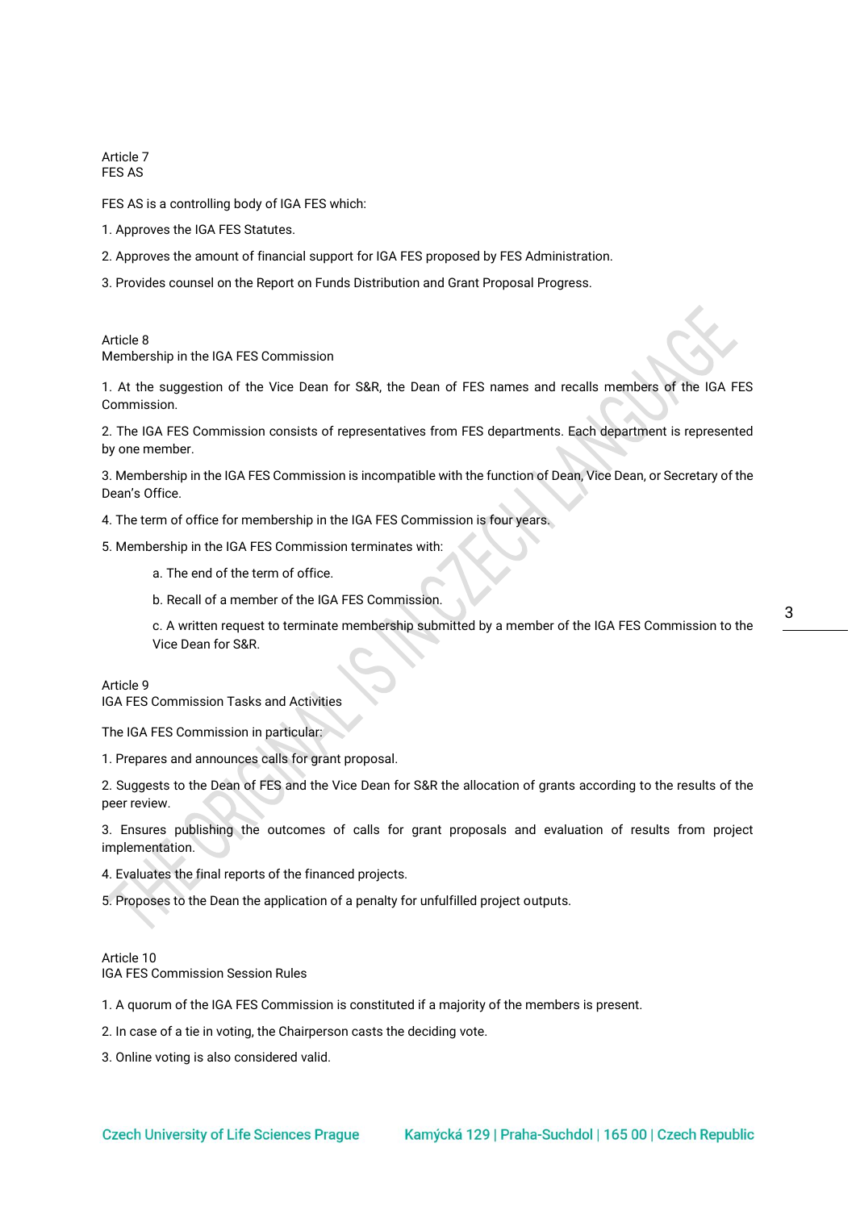## Article 7
## FES AS

FES AS is a controlling body of IGA FES which:

1. Approves the IGA FES Statutes.
2. Approves the amount of financial support for IGA FES proposed by FES Administration.
3. Provides counsel on the Report on Funds Distribution and Grant Proposal Progress.

## Article 8
## Membership in the IGA FES Commission

1. At the suggestion of the Vice Dean for S&R, the Dean of FES names and recalls members of the IGA FES Commission.
2. The IGA FES Commission consists of representatives from FES departments. Each department is represented by one member.
3. Membership in the IGA FES Commission is incompatible with the function of Dean, Vice Dean, or Secretary of the Dean's Office.
4. The term of office for membership in the IGA FES Commission is four years.
5. Membership in the IGA FES Commission terminates with:
    a. The end of the term of office.
    b. Recall of a member of the IGA FES Commission.
    c. A written request to terminate membership submitted by a member of the IGA FES Commission to the Vice Dean for S&R.

## Article 9
## IGA FES Commission Tasks and Activities

The IGA FES Commission in particular:

1. Prepares and announces calls for grant proposal.
2. Suggests to the Dean of FES and the Vice Dean for S&R the allocation of grants according to the results of the peer review.
3. Ensures publishing the outcomes of calls for grant proposals and evaluation of results from project implementation.
4. Evaluates the final reports of the financed projects.
5. Proposes to the Dean the application of a penalty for unfulfilled project outputs.

## Article 10
## IGA FES Commission Session Rules

1. A quorum of the IGA FES Commission is constituted if a majority of the members is present.
2. In case of a tie in voting, the Chairperson casts the deciding vote.
3. Online voting is also considered valid.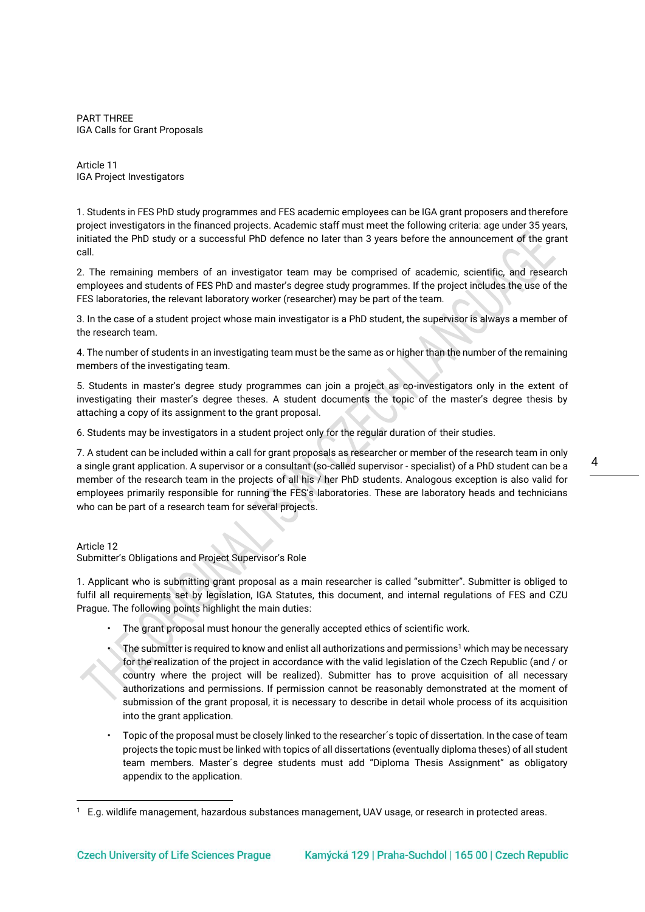PART THREE
IGA Calls for Grant Proposals

Article 11
IGA Project Investigators

1. Students in FES PhD study programmes and FES academic employees can be IGA grant proposers and therefore project investigators in the financed projects. Academic staff must meet the following criteria: age under 35 years, initiated the PhD study or a successful PhD defence no later than 3 years before the announcement of the grant call.

2. The remaining members of an investigator team may be comprised of academic, scientific, and research employees and students of FES PhD and master's degree study programmes. If the project includes the use of the FES laboratories, the relevant laboratory worker (researcher) may be part of the team.

3. In the case of a student project whose main investigator is a PhD student, the supervisor is always a member of the research team.

4. The number of students in an investigating team must be the same as or higher than the number of the remaining members of the investigating team.

5. Students in master's degree study programmes can join a project as co-investigators only in the extent of investigating their master's degree theses. A student documents the topic of the master's degree thesis by attaching a copy of its assignment to the grant proposal.

6. Students may be investigators in a student project only for the regular duration of their studies.

7. A student can be included within a call for grant proposals as researcher or member of the research team in only a single grant application. A supervisor or a consultant (so-called supervisor - specialist) of a PhD student can be a member of the research team in the projects of all his / her PhD students. Analogous exception is also valid for employees primarily responsible for running the FES's laboratories. These are laboratory heads and technicians who can be part of a research team for several projects.

Article 12
Submitter's Obligations and Project Supervisor's Role

1. Applicant who is submitting grant proposal as a main researcher is called "submitter". Submitter is obliged to fulfil all requirements set by legislation, IGA Statutes, this document, and internal regulations of FES and CZU Prague. The following points highlight the main duties:

- The grant proposal must honour the generally accepted ethics of scientific work.
- The submitter is required to know and enlist all authorizations and permissions[1] which may be necessary for the realization of the project in accordance with the valid legislation of the Czech Republic (and / or country where the project will be realized). Submitter has to prove acquisition of all necessary authorizations and permissions. If permission cannot be reasonably demonstrated at the moment of submission of the grant proposal, it is necessary to describe in detail whole process of its acquisition into the grant application.
- Topic of the proposal must be closely linked to the researcher´s topic of dissertation. In the case of team projects the topic must be linked with topics of all dissertations (eventually diploma theses) of all student team members. Master´s degree students must add "Diploma Thesis Assignment" as obligatory appendix to the application.

[1] E.g. wildlife management, hazardous substances management, UAV usage, or research in protected areas.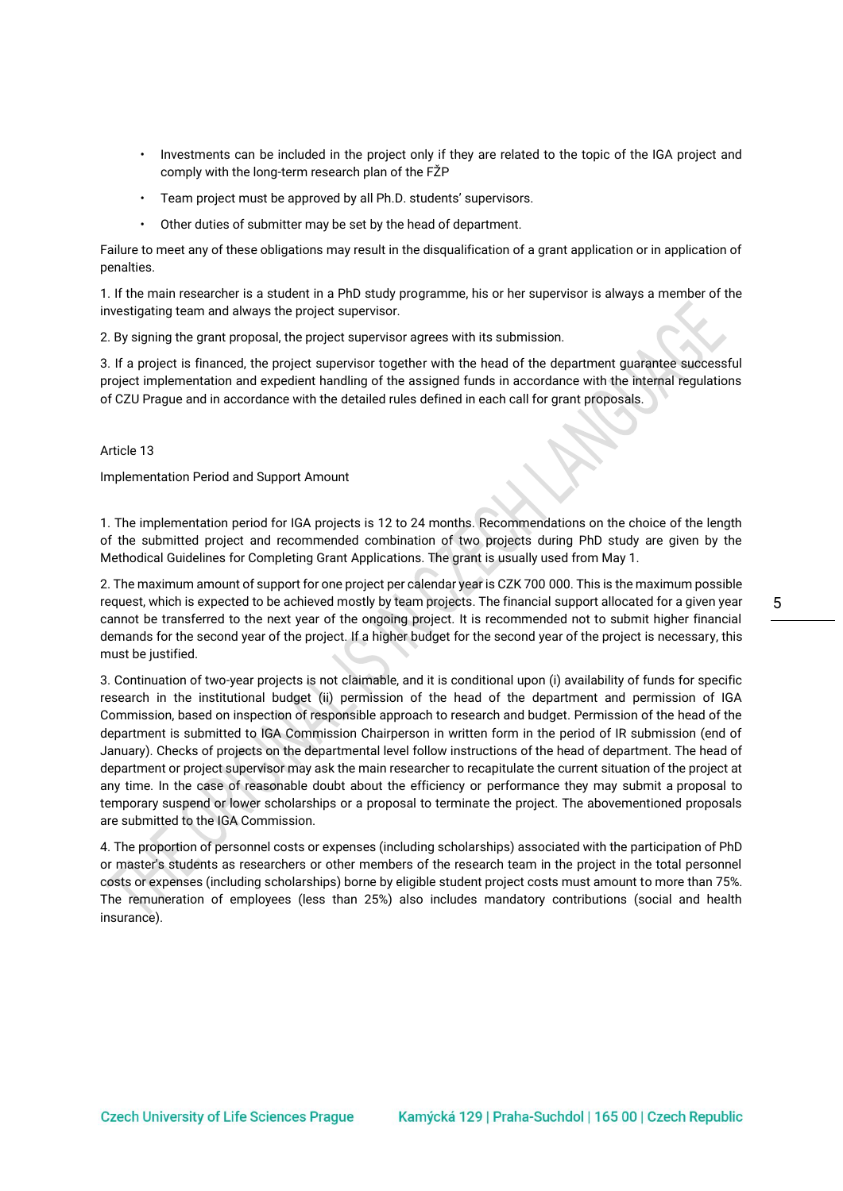- Investments can be included in the project only if they are related to the topic of the IGA project and comply with the long-term research plan of the FŽP
- Team project must be approved by all Ph.D. students' supervisors.
- Other duties of submitter may be set by the head of department.

Failure to meet any of these obligations may result in the disqualification of a grant application or in application of penalties.

1. If the main researcher is a student in a PhD study programme, his or her supervisor is always a member of the investigating team and always the project supervisor.

2. By signing the grant proposal, the project supervisor agrees with its submission.

3. If a project is financed, the project supervisor together with the head of the department guarantee successful project implementation and expedient handling of the assigned funds in accordance with the internal regulations of CZU Prague and in accordance with the detailed rules defined in each call for grant proposals.

Article 13

Implementation Period and Support Amount

1. The implementation period for IGA projects is 12 to 24 months. Recommendations on the choice of the length of the submitted project and recommended combination of two projects during PhD study are given by the Methodical Guidelines for Completing Grant Applications. The grant is usually used from May 1.

2. The maximum amount of support for one project per calendar year is CZK 700 000. This is the maximum possible request, which is expected to be achieved mostly by team projects. The financial support allocated for a given year cannot be transferred to the next year of the ongoing project. It is recommended not to submit higher financial demands for the second year of the project. If a higher budget for the second year of the project is necessary, this must be justified.

3. Continuation of two-year projects is not claimable, and it is conditional upon (i) availability of funds for specific research in the institutional budget (ii) permission of the head of the department and permission of IGA Commission, based on inspection of responsible approach to research and budget. Permission of the head of the department is submitted to IGA Commission Chairperson in written form in the period of IR submission (end of January). Checks of projects on the departmental level follow instructions of the head of department. The head of department or project supervisor may ask the main researcher to recapitulate the current situation of the project at any time. In the case of reasonable doubt about the efficiency or performance they may submit a proposal to temporary suspend or lower scholarships or a proposal to terminate the project. The abovementioned proposals are submitted to the IGA Commission.

4. The proportion of personnel costs or expenses (including scholarships) associated with the participation of PhD or master's students as researchers or other members of the research team in the project in the total personnel costs or expenses (including scholarships) borne by eligible student project costs must amount to more than 75%. The remuneration of employees (less than 25%) also includes mandatory contributions (social and health insurance).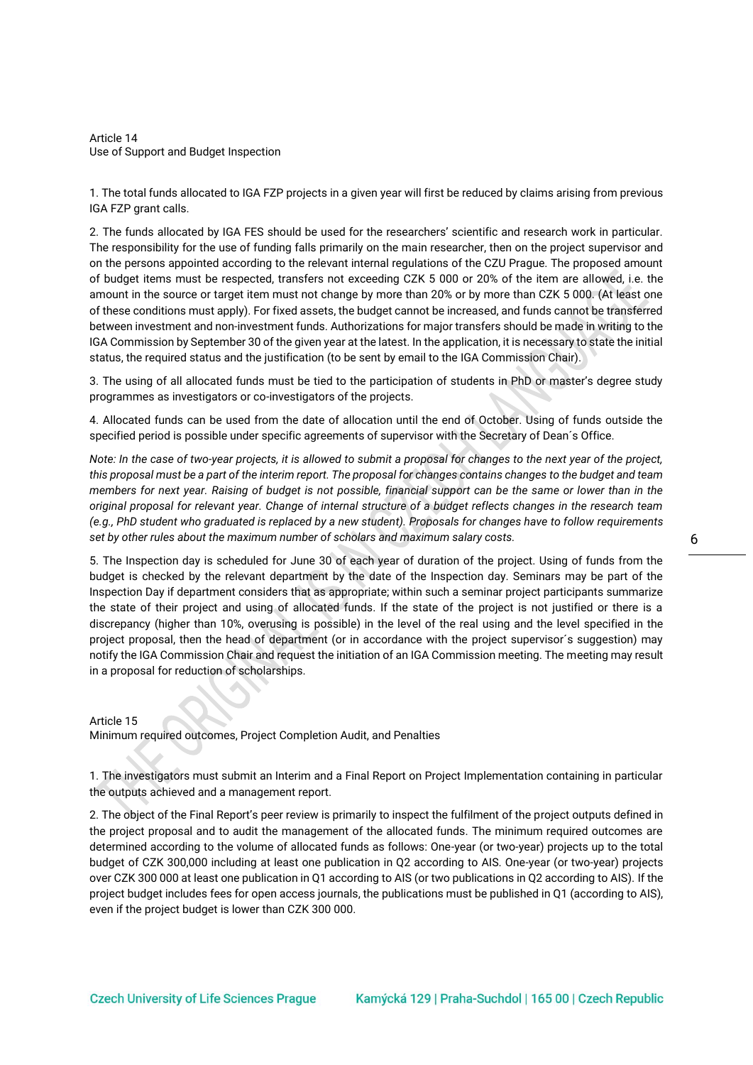Article 14
Use of Support and Budget Inspection

1. The total funds allocated to IGA FZP projects in a given year will first be reduced by claims arising from previous IGA FZP grant calls.

2. The funds allocated by IGA FES should be used for the researchers' scientific and research work in particular. The responsibility for the use of funding falls primarily on the main researcher, then on the project supervisor and on the persons appointed according to the relevant internal regulations of the CZU Prague. The proposed amount of budget items must be respected, transfers not exceeding CZK 5 000 or 20% of the item are allowed, i.e. the amount in the source or target item must not change by more than 20% or by more than CZK 5 000. (At least one of these conditions must apply). For fixed assets, the budget cannot be increased, and funds cannot be transferred between investment and non-investment funds. Authorizations for major transfers should be made in writing to the IGA Commission by September 30 of the given year at the latest. In the application, it is necessary to state the initial status, the required status and the justification (to be sent by email to the IGA Commission Chair).

3. The using of all allocated funds must be tied to the participation of students in PhD or master's degree study programmes as investigators or co-investigators of the projects.

4. Allocated funds can be used from the date of allocation until the end of October. Using of funds outside the specified period is possible under specific agreements of supervisor with the Secretary of Dean´s Office.

*Note: In the case of two-year projects, it is allowed to submit a proposal for changes to the next year of the project, this proposal must be a part of the interim report. The proposal for changes contains changes to the budget and team members for next year. Raising of budget is not possible, financial support can be the same or lower than in the original proposal for relevant year. Change of internal structure of a budget reflects changes in the research team (e.g., PhD student who graduated is replaced by a new student). Proposals for changes have to follow requirements set by other rules about the maximum number of scholars and maximum salary costs.*

5. The Inspection day is scheduled for June 30 of each year of duration of the project. Using of funds from the budget is checked by the relevant department by the date of the Inspection day. Seminars may be part of the Inspection Day if department considers that as appropriate; within such a seminar project participants summarize the state of their project and using of allocated funds. If the state of the project is not justified or there is a discrepancy (higher than 10%, overusing is possible) in the level of the real using and the level specified in the project proposal, then the head of department (or in accordance with the project supervisor´s suggestion) may notify the IGA Commission Chair and request the initiation of an IGA Commission meeting. The meeting may result in a proposal for reduction of scholarships.

Article 15
Minimum required outcomes, Project Completion Audit, and Penalties

1. The investigators must submit an Interim and a Final Report on Project Implementation containing in particular the outputs achieved and a management report.

2. The object of the Final Report's peer review is primarily to inspect the fulfilment of the project outputs defined in the project proposal and to audit the management of the allocated funds. The minimum required outcomes are determined according to the volume of allocated funds as follows: One-year (or two-year) projects up to the total budget of CZK 300,000 including at least one publication in Q2 according to AIS. One-year (or two-year) projects over CZK 300 000 at least one publication in Q1 according to AIS (or two publications in Q2 according to AIS). If the project budget includes fees for open access journals, the publications must be published in Q1 (according to AIS), even if the project budget is lower than CZK 300 000.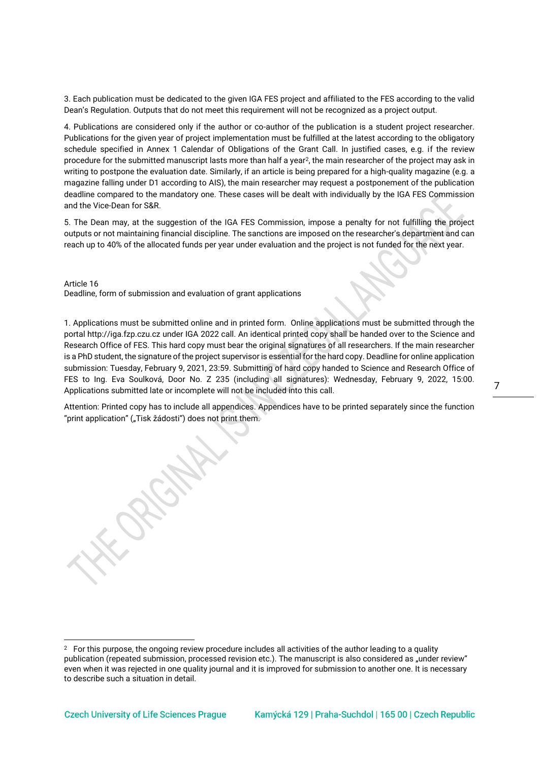3. Each publication must be dedicated to the given IGA FES project and affiliated to the FES according to the valid Dean's Regulation. Outputs that do not meet this requirement will not be recognized as a project output.

4. Publications are considered only if the author or co-author of the publication is a student project researcher. Publications for the given year of project implementation must be fulfilled at the latest according to the obligatory schedule specified in Annex 1 Calendar of Obligations of the Grant Call. In justified cases, e.g. if the review procedure for the submitted manuscript lasts more than half a year[2], the main researcher of the project may ask in writing to postpone the evaluation date. Similarly, if an article is being prepared for a high-quality magazine (e.g. a magazine falling under D1 according to AIS), the main researcher may request a postponement of the publication deadline compared to the mandatory one. These cases will be dealt with individually by the IGA FES Commission and the Vice-Dean for S&R.

5. The Dean may, at the suggestion of the IGA FES Commission, impose a penalty for not fulfilling the project outputs or not maintaining financial discipline. The sanctions are imposed on the researcher's department and can reach up to 40% of the allocated funds per year under evaluation and the project is not funded for the next year.

## Article 16
Deadline, form of submission and evaluation of grant applications

1. Applications must be submitted online and in printed form. Online applications must be submitted through the portal http://iga.fzp.czu.cz under IGA 2022 call. An identical printed copy shall be handed over to the Science and Research Office of FES. This hard copy must bear the original signatures of all researchers. If the main researcher is a PhD student, the signature of the project supervisor is essential for the hard copy. Deadline for online application submission: Tuesday, February 9, 2021, 23:59. Submitting of hard copy handed to Science and Research Office of FES to Ing. Eva Soulková, Door No. Z 235 (including all signatures): Wednesday, February 9, 2022, 15:00. Applications submitted late or incomplete will not be included into this call.

Attention: Printed copy has to include all appendices. Appendices have to be printed separately since the function "print application" („Tisk žádosti") does not print them.

---

[2] For this purpose, the ongoing review procedure includes all activities of the author leading to a quality publication (repeated submission, processed revision etc.). The manuscript is also considered as „under review" even when it was rejected in one quality journal and it is improved for submission to another one. It is necessary to describe such a situation in detail.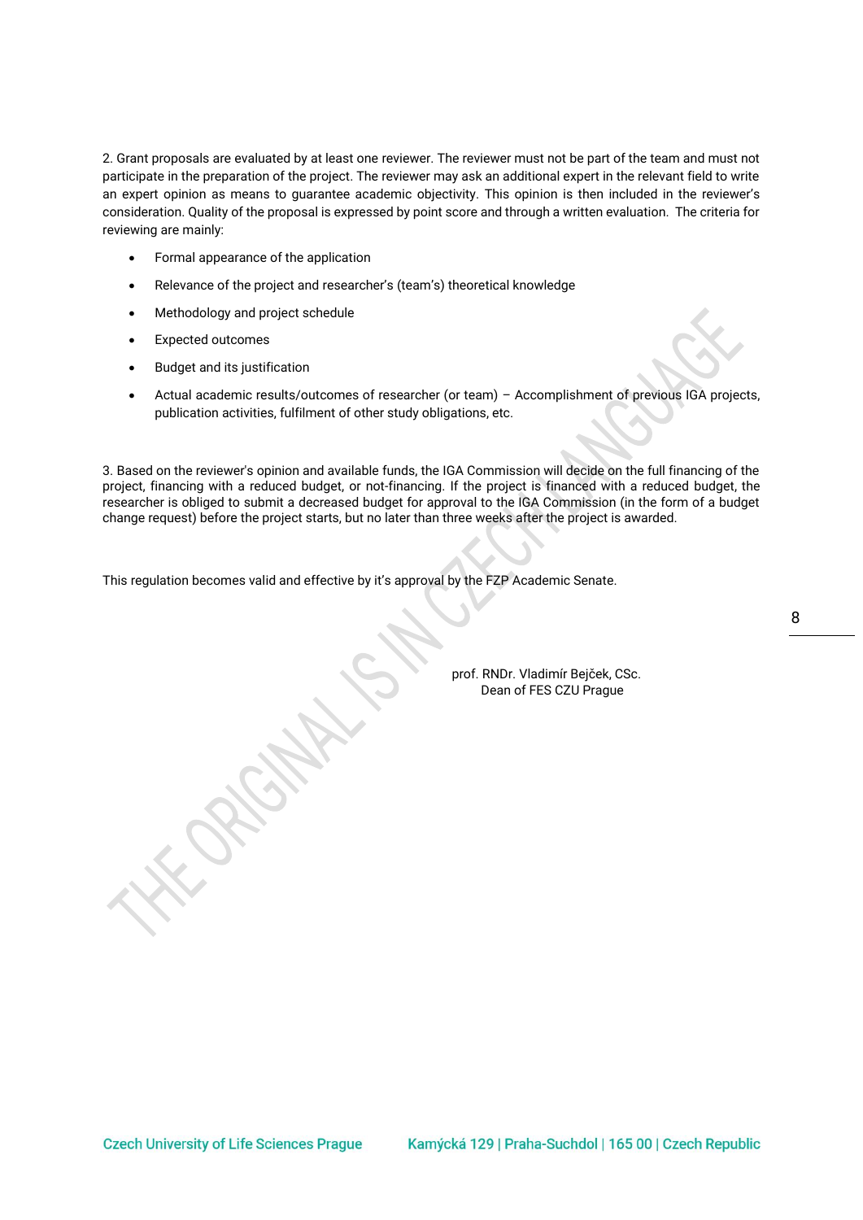2. Grant proposals are evaluated by at least one reviewer. The reviewer must not be part of the team and must not participate in the preparation of the project. The reviewer may ask an additional expert in the relevant field to write an expert opinion as means to guarantee academic objectivity. This opinion is then included in the reviewer's consideration. Quality of the proposal is expressed by point score and through a written evaluation. The criteria for reviewing are mainly:

- Formal appearance of the application
- Relevance of the project and researcher's (team's) theoretical knowledge
- Methodology and project schedule
- Expected outcomes
- Budget and its justification
- Actual academic results/outcomes of researcher (or team) – Accomplishment of previous IGA projects, publication activities, fulfilment of other study obligations, etc.

3. Based on the reviewer's opinion and available funds, the IGA Commission will decide on the full financing of the project, financing with a reduced budget, or not-financing. If the project is financed with a reduced budget, the researcher is obliged to submit a decreased budget for approval to the IGA Commission (in the form of a budget change request) before the project starts, but no later than three weeks after the project is awarded.

This regulation becomes valid and effective by it's approval by the FZP Academic Senate.

prof. RNDr. Vladimír Bejček, CSc.
Dean of FES CZU Prague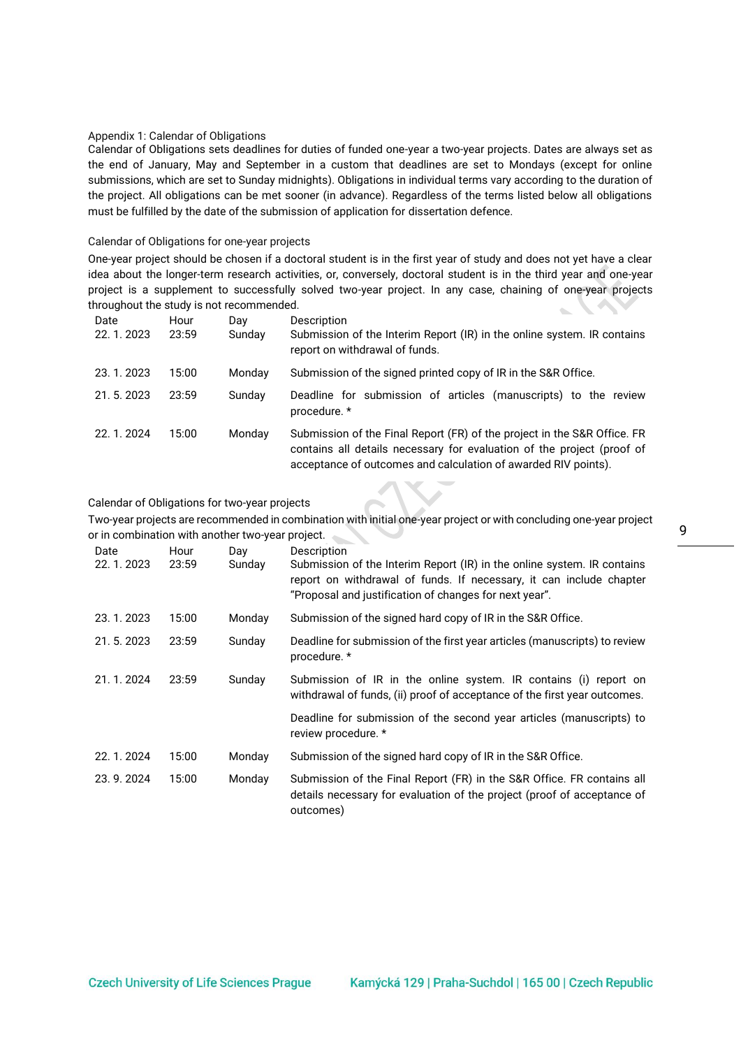## Appendix 1: Calendar of Obligations

Calendar of Obligations sets deadlines for duties of funded one-year a two-year projects. Dates are always set as the end of January, May and September in a custom that deadlines are set to Mondays (except for online submissions, which are set to Sunday midnights). Obligations in individual terms vary according to the duration of the project. All obligations can be met sooner (in advance). Regardless of the terms listed below all obligations must be fulfilled by the date of the submission of application for dissertation defence.

### Calendar of Obligations for one-year projects

One-year project should be chosen if a doctoral student is in the first year of study and does not yet have a clear idea about the longer-term research activities, or, conversely, doctoral student is in the third year and one-year project is a supplement to successfully solved two-year project. In any case, chaining of one-year projects throughout the study is not recommended.

| Date | Hour | Day | Description |
|---|---|---|---|
| 22. 1. 2023 | 23:59 | Sunday | Submission of the Interim Report (IR) in the online system. IR contains report on withdrawal of funds. |
| 23. 1. 2023 | 15:00 | Monday | Submission of the signed printed copy of IR in the S&R Office. |
| 21. 5. 2023 | 23:59 | Sunday | Deadline for submission of articles (manuscripts) to the review procedure. * |
| 22. 1. 2024 | 15:00 | Monday | Submission of the Final Report (FR) of the project in the S&R Office. FR contains all details necessary for evaluation of the project (proof of acceptance of outcomes and calculation of awarded RIV points). |

### Calendar of Obligations for two-year projects

Two-year projects are recommended in combination with initial one-year project or with concluding one-year project or in combination with another two-year project.

| Date | Hour | Day | Description |
|---|---|---|---|
| 22. 1. 2023 | 23:59 | Sunday | Submission of the Interim Report (IR) in the online system. IR contains report on withdrawal of funds. If necessary, it can include chapter "Proposal and justification of changes for next year". |
| 23. 1. 2023 | 15:00 | Monday | Submission of the signed hard copy of IR in the S&R Office. |
| 21. 5. 2023 | 23:59 | Sunday | Deadline for submission of the first year articles (manuscripts) to review procedure. * |
| 21. 1. 2024 | 23:59 | Sunday | Submission of IR in the online system. IR contains (i) report on withdrawal of funds, (ii) proof of acceptance of the first year outcomes.<br><br>Deadline for submission of the second year articles (manuscripts) to review procedure. * |
| 22. 1. 2024 | 15:00 | Monday | Submission of the signed hard copy of IR in the S&R Office. |
| 23. 9. 2024 | 15:00 | Monday | Submission of the Final Report (FR) in the S&R Office. FR contains all details necessary for evaluation of the project (proof of acceptance of outcomes) |